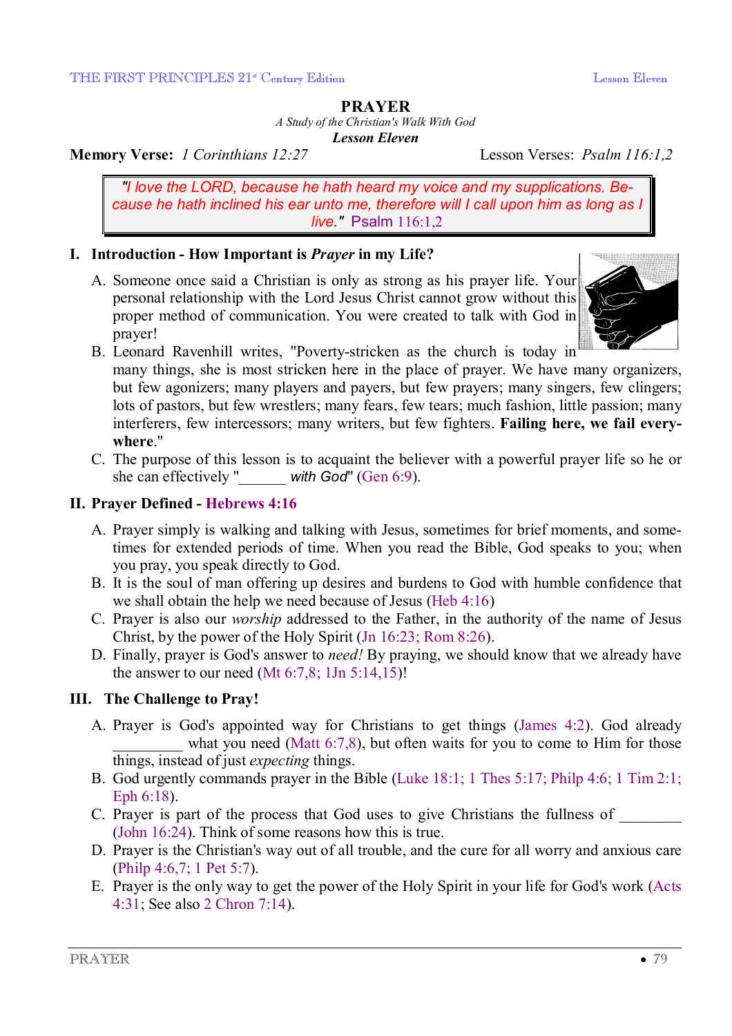# PRAYER

*A Study of the Christian's Walk With God*

***Lesson Eleven***

**Memory Verse:** *1 Corinthians 12:27* Lesson Verses: *Psalm 116:1,2*

> *"I love the LORD, because he hath heard my voice and my supplications. Because he hath inclined his ear unto me, therefore will I call upon him as long as I live."* Psalm 116:1,2

## I. Introduction - How Important is *Prayer* in my Life?

A. Someone once said a Christian is only as strong as his prayer life. Your personal relationship with the Lord Jesus Christ cannot grow without this proper method of communication. You were created to talk with God in prayer!

B. Leonard Ravenhill writes, "Poverty-stricken as the church is today in many things, she is most stricken here in the place of prayer. We have many organizers, but few agonizers; many players and payers, but few prayers; many singers, few clingers; lots of pastors, but few wrestlers; many fears, few tears; much fashion, little passion; many interferers, few intercessors; many writers, but few fighters. **Failing here, we fail everywhere**."

C. The purpose of this lesson is to acquaint the believer with a powerful prayer life so he or she can effectively "______ *with God*" (Gen 6:9).

## II. Prayer Defined - Hebrews 4:16

A. Prayer simply is walking and talking with Jesus, sometimes for brief moments, and sometimes for extended periods of time. When you read the Bible, God speaks to you; when you pray, you speak directly to God.

B. It is the soul of man offering up desires and burdens to God with humble confidence that we shall obtain the help we need because of Jesus (Heb 4:16)

C. Prayer is also our *worship* addressed to the Father, in the authority of the name of Jesus Christ, by the power of the Holy Spirit (Jn 16:23; Rom 8:26).

D. Finally, prayer is God's answer to *need!* By praying, we should know that we already have the answer to our need (Mt 6:7,8; 1Jn 5:14,15)!

## III. The Challenge to Pray!

A. Prayer is God's appointed way for Christians to get things (James 4:2). God already _________ what you need (Matt 6:7,8), but often waits for you to come to Him for those things, instead of just *expecting* things.

B. God urgently commands prayer in the Bible (Luke 18:1; 1 Thes 5:17; Philp 4:6; 1 Tim 2:1; Eph 6:18).

C. Prayer is part of the process that God uses to give Christians the fullness of ________ (John 16:24). Think of some reasons how this is true.

D. Prayer is the Christian's way out of all trouble, and the cure for all worry and anxious care (Philp 4:6,7; 1 Pet 5:7).

E. Prayer is the only way to get the power of the Holy Spirit in your life for God's work (Acts 4:31; See also 2 Chron 7:14).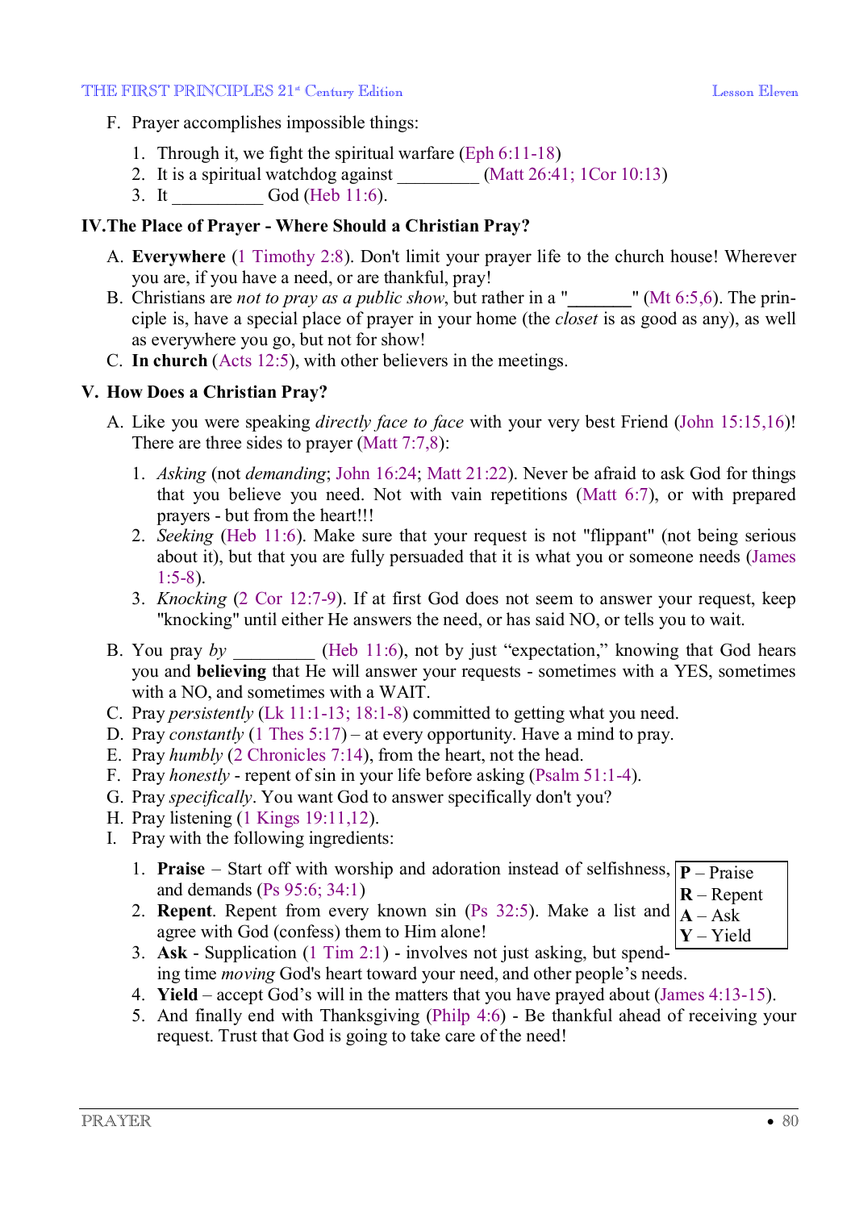F. Prayer accomplishes impossible things:

1. Through it, we fight the spiritual warfare (Eph 6:11-18)
2. It is a spiritual watchdog against _________ (Matt 26:41; 1Cor 10:13)
3. It __________ God (Heb 11:6).

## IV. The Place of Prayer - Where Should a Christian Pray?

A. **Everywhere** (1 Timothy 2:8). Don't limit your prayer life to the church house! Wherever you are, if you have a need, or are thankful, pray!

B. Christians are *not to pray as a public show*, but rather in a "_______" (Mt 6:5,6). The principle is, have a special place of prayer in your home (the *closet* is as good as any), as well as everywhere you go, but not for show!

C. **In church** (Acts 12:5), with other believers in the meetings.

## V. How Does a Christian Pray?

A. Like you were speaking *directly face to face* with your very best Friend (John 15:15,16)! There are three sides to prayer (Matt 7:7,8):

1. *Asking* (not *demanding*; John 16:24; Matt 21:22). Never be afraid to ask God for things that you believe you need. Not with vain repetitions (Matt 6:7), or with prepared prayers - but from the heart!!!
2. *Seeking* (Heb 11:6). Make sure that your request is not "flippant" (not being serious about it), but that you are fully persuaded that it is what you or someone needs (James 1:5-8).
3. *Knocking* (2 Cor 12:7-9). If at first God does not seem to answer your request, keep "knocking" until either He answers the need, or has said NO, or tells you to wait.

B. You pray *by* _________ (Heb 11:6), not by just "expectation," knowing that God hears you and **believing** that He will answer your requests - sometimes with a YES, sometimes with a NO, and sometimes with a WAIT.

C. Pray *persistently* (Lk 11:1-13; 18:1-8) committed to getting what you need.

D. Pray *constantly* (1 Thes 5:17) – at every opportunity. Have a mind to pray.

E. Pray *humbly* (2 Chronicles 7:14), from the heart, not the head.

F. Pray *honestly* - repent of sin in your life before asking (Psalm 51:1-4).

G. Pray *specifically*. You want God to answer specifically don't you?

H. Pray listening (1 Kings 19:11,12).

I. Pray with the following ingredients:

| |
|---|
| **P** – Praise |
| **R** – Repent |
| **A** – Ask |
| **Y** – Yield |

1. **Praise** – Start off with worship and adoration instead of selfishness, and demands (Ps 95:6; 34:1)
2. **Repent**. Repent from every known sin (Ps 32:5). Make a list and agree with God (confess) them to Him alone!
3. **Ask** - Supplication (1 Tim 2:1) - involves not just asking, but spending time *moving* God's heart toward your need, and other people's needs.
4. **Yield** – accept God's will in the matters that you have prayed about (James 4:13-15).
5. And finally end with Thanksgiving (Philp 4:6) - Be thankful ahead of receiving your request. Trust that God is going to take care of the need!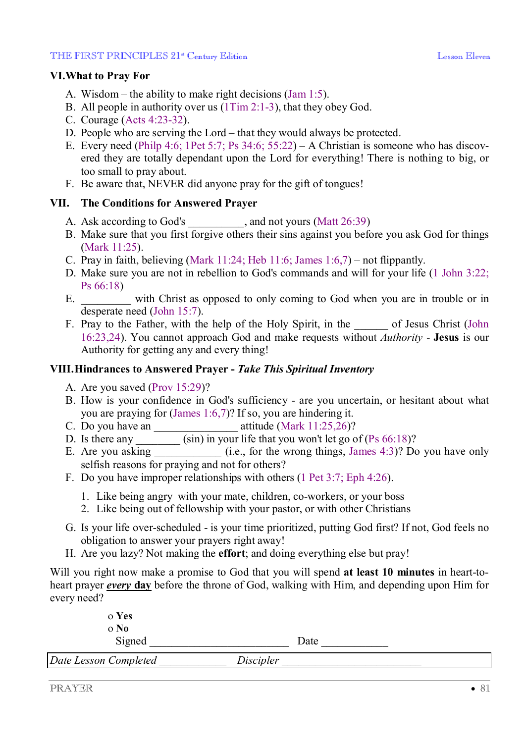## VI. What to Pray For

A. Wisdom – the ability to make right decisions (Jam 1:5).
B. All people in authority over us (1Tim 2:1-3), that they obey God.
C. Courage (Acts 4:23-32).
D. People who are serving the Lord – that they would always be protected.
E. Every need (Philp 4:6; 1Pet 5:7; Ps 34:6; 55:22) – A Christian is someone who has discovered they are totally dependant upon the Lord for everything! There is nothing to big, or too small to pray about.
F. Be aware that, NEVER did anyone pray for the gift of tongues!

## VII. The Conditions for Answered Prayer

A. Ask according to God's __________, and not yours (Matt 26:39)
B. Make sure that you first forgive others their sins against you before you ask God for things (Mark 11:25).
C. Pray in faith, believing (Mark 11:24; Heb 11:6; James 1:6,7) – not flippantly.
D. Make sure you are not in rebellion to God's commands and will for your life (1 John 3:22; Ps 66:18)
E. _________ with Christ as opposed to only coming to God when you are in trouble or in desperate need (John 15:7).
F. Pray to the Father, with the help of the Holy Spirit, in the ______ of Jesus Christ (John 16:23,24). You cannot approach God and make requests without *Authority* - **Jesus** is our Authority for getting any and every thing!

## VIII. Hindrances to Answered Prayer - *Take This Spiritual Inventory*

A. Are you saved (Prov 15:29)?
B. How is your confidence in God's sufficiency - are you uncertain, or hesitant about what you are praying for (James 1:6,7)? If so, you are hindering it.
C. Do you have an _______________ attitude (Mark 11:25,26)?
D. Is there any ________ (sin) in your life that you won't let go of (Ps 66:18)?
E. Are you asking ____________ (i.e., for the wrong things, James 4:3)? Do you have only selfish reasons for praying and not for others?
F. Do you have improper relationships with others (1 Pet 3:7; Eph 4:26).
   1. Like being angry with your mate, children, co-workers, or your boss
   2. Like being out of fellowship with your pastor, or with other Christians
G. Is your life over-scheduled - is your time prioritized, putting God first? If not, God feels no obligation to answer your prayers right away!
H. Are you lazy? Not making the **effort**; and doing everything else but pray!

Will you right now make a promise to God that you will spend **at least 10 minutes** in heart-to-heart prayer ***every* day** before the throne of God, walking with Him, and depending upon Him for every need?

o **Yes**
o **No**
Signed ________________________ Date ___________

*Date Lesson Completed* ___________ *Discipler* ________________________